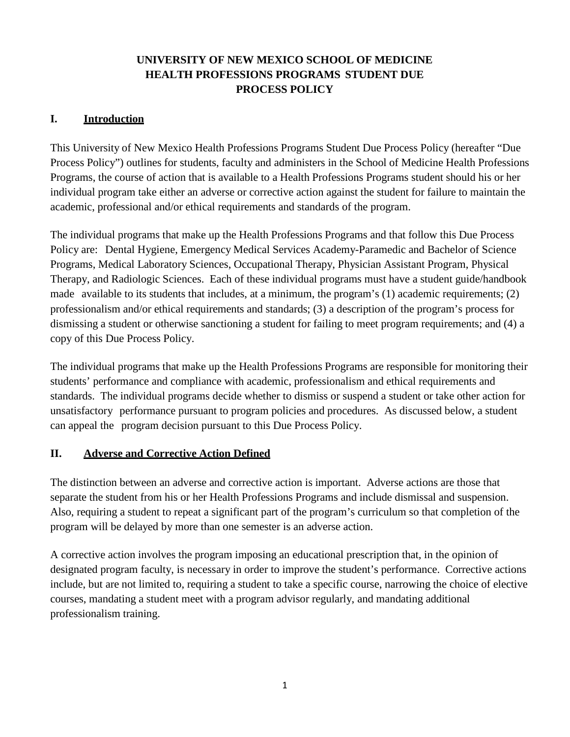# UNIVERSITY OF NEW MEXICO SCHOOL OF MEDICINE HEALTH PROFESSIONS PROGRAMS STUDENT DUE PROCESS POLICY

## I. Introduction

This University of New Mexico Health Professions Programs Student Due Process Policy (hereafter "Due Process Policy") outlines for students, faculty and administers in the School of Medicine Health Professions Programs, the course of action that is available to a Health Professions Programs student should his or her individual program take either an adverse or corrective action against the student for failure to maintain the academic, professional and/or ethical requirements and standards of the program.

The individual programs that make up the Health Professions Programs and that follow this Due Process Policy are: Dental Hygiene, Emergency Medical Services Academy-Paramedic and Bachelor of Science Programs, Medical Laboratory Sciences, Occupational Therapy, Physician Assistant Program, Physical Therapy, and Radiologic Sciences. Each of these individual programs must have a student guide/handbook made available to its students that includes, at a minimum, the program's (1) academic requirements; (2) professionalism and/or ethical requirements and standards; (3) a description of the program's process for dismissing a student or otherwise sanctioning a student for failing to meet program requirements; and (4) a copy of this Due Process Policy.

The individual programs that make up the Health Professions Programs are responsible for monitoring their students' performance and compliance with academic, professionalism and ethical requirements and standards. The individual programs decide whether to dismiss or suspend a student or take other action for unsatisfactory performance pursuant to program policies and procedures. As discussed below, a student can appeal the program decision pursuant to this Due Process Policy.

## II. Adverse and Corrective Action Defined

The distinction between an adverse and corrective action is important. Adverse actions are those that separate the student from his or her Health Professions Programs and include dismissal and suspension. Also, requiring a student to repeat a significant part of the program's curriculum so that completion of the program will be delayed by more than one semester is an adverse action.

A corrective action involves the program imposing an educational prescription that, in the opinion of designated program faculty, is necessary in order to improve the student's performance. Corrective actions include, but are not limited to, requiring a student to take a specific course, narrowing the choice of elective courses, mandating a student meet with a program advisor regularly, and mandating additional professionalism training.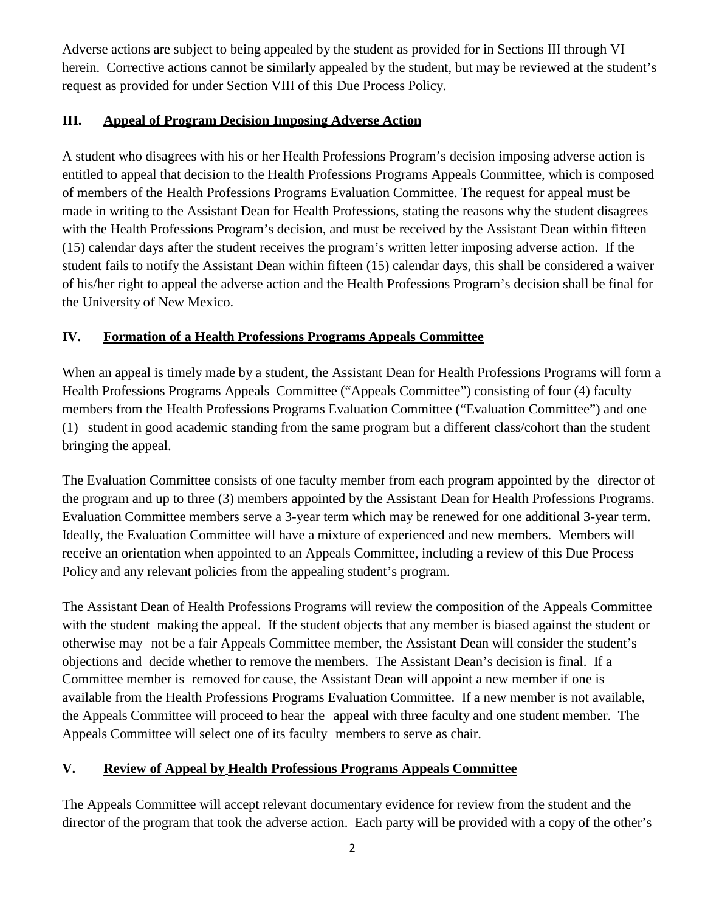Adverse actions are subject to being appealed by the student as provided for in Sections III through VI herein. Corrective actions cannot be similarly appealed by the student, but may be reviewed at the student's request as provided for under Section VIII of this Due Process Policy.

## III. Appeal of Program Decision Imposing Adverse Action

A student who disagrees with his or her Health Professions Program's decision imposing adverse action is entitled to appeal that decision to the Health Professions Programs Appeals Committee, which is composed of members of the Health Professions Programs Evaluation Committee. The request for appeal must be made in writing to the Assistant Dean for Health Professions, stating the reasons why the student disagrees with the Health Professions Program's decision, and must be received by the Assistant Dean within fifteen (15) calendar days after the student receives the program's written letter imposing adverse action. If the student fails to notify the Assistant Dean within fifteen (15) calendar days, this shall be considered a waiver of his/her right to appeal the adverse action and the Health Professions Program's decision shall be final for the University of New Mexico.

## IV. Formation of a Health Professions Programs Appeals Committee

When an appeal is timely made by a student, the Assistant Dean for Health Professions Programs will form a Health Professions Programs Appeals Committee ("Appeals Committee") consisting of four (4) faculty members from the Health Professions Programs Evaluation Committee ("Evaluation Committee") and one (1) student in good academic standing from the same program but a different class/cohort than the student bringing the appeal.

The Evaluation Committee consists of one faculty member from each program appointed by the director of the program and up to three (3) members appointed by the Assistant Dean for Health Professions Programs. Evaluation Committee members serve a 3-year term which may be renewed for one additional 3-year term. Ideally, the Evaluation Committee will have a mixture of experienced and new members. Members will receive an orientation when appointed to an Appeals Committee, including a review of this Due Process Policy and any relevant policies from the appealing student's program.

The Assistant Dean of Health Professions Programs will review the composition of the Appeals Committee with the student making the appeal. If the student objects that any member is biased against the student or otherwise may not be a fair Appeals Committee member, the Assistant Dean will consider the student's objections and decide whether to remove the members. The Assistant Dean's decision is final. If a Committee member is removed for cause, the Assistant Dean will appoint a new member if one is available from the Health Professions Programs Evaluation Committee. If a new member is not available, the Appeals Committee will proceed to hear the appeal with three faculty and one student member. The Appeals Committee will select one of its faculty members to serve as chair.

## V. Review of Appeal by Health Professions Programs Appeals Committee

The Appeals Committee will accept relevant documentary evidence for review from the student and the director of the program that took the adverse action. Each party will be provided with a copy of the other's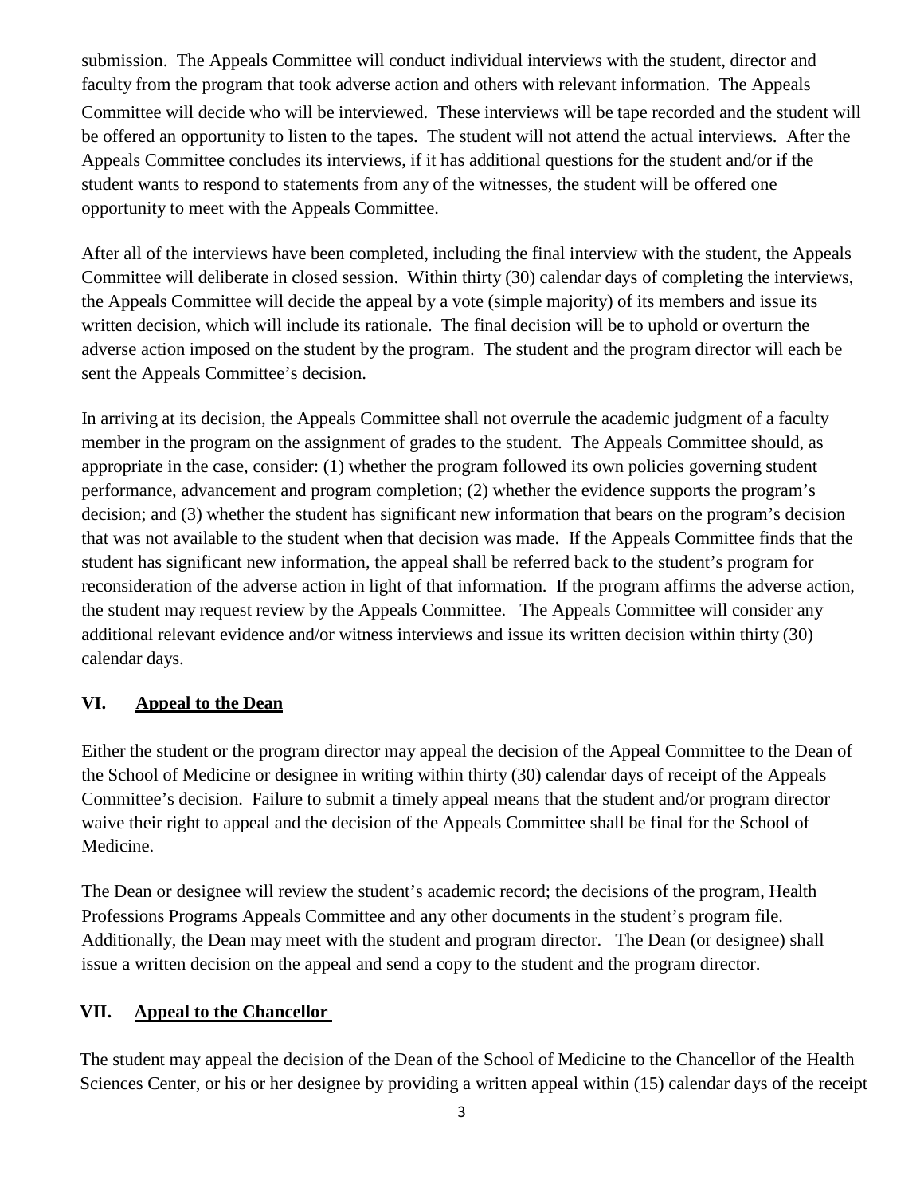submission. The Appeals Committee will conduct individual interviews with the student, director and faculty from the program that took adverse action and others with relevant information. The Appeals Committee will decide who will be interviewed. These interviews will be tape recorded and the student will be offered an opportunity to listen to the tapes. The student will not attend the actual interviews. After the Appeals Committee concludes its interviews, if it has additional questions for the student and/or if the student wants to respond to statements from any of the witnesses, the student will be offered one opportunity to meet with the Appeals Committee.

After all of the interviews have been completed, including the final interview with the student, the Appeals Committee will deliberate in closed session. Within thirty (30) calendar days of completing the interviews, the Appeals Committee will decide the appeal by a vote (simple majority) of its members and issue its written decision, which will include its rationale. The final decision will be to uphold or overturn the adverse action imposed on the student by the program. The student and the program director will each be sent the Appeals Committee's decision.

In arriving at its decision, the Appeals Committee shall not overrule the academic judgment of a faculty member in the program on the assignment of grades to the student. The Appeals Committee should, as appropriate in the case, consider: (1) whether the program followed its own policies governing student performance, advancement and program completion; (2) whether the evidence supports the program's decision; and (3) whether the student has significant new information that bears on the program's decision that was not available to the student when that decision was made. If the Appeals Committee finds that the student has significant new information, the appeal shall be referred back to the student's program for reconsideration of the adverse action in light of that information. If the program affirms the adverse action, the student may request review by the Appeals Committee. The Appeals Committee will consider any additional relevant evidence and/or witness interviews and issue its written decision within thirty (30) calendar days.

## VI. Appeal to the Dean

Either the student or the program director may appeal the decision of the Appeal Committee to the Dean of the School of Medicine or designee in writing within thirty (30) calendar days of receipt of the Appeals Committee's decision. Failure to submit a timely appeal means that the student and/or program director waive their right to appeal and the decision of the Appeals Committee shall be final for the School of Medicine.

The Dean or designee will review the student's academic record; the decisions of the program, Health Professions Programs Appeals Committee and any other documents in the student's program file. Additionally, the Dean may meet with the student and program director. The Dean (or designee) shall issue a written decision on the appeal and send a copy to the student and the program director.

## VII. Appeal to the Chancellor

The student may appeal the decision of the Dean of the School of Medicine to the Chancellor of the Health Sciences Center, or his or her designee by providing a written appeal within (15) calendar days of the receipt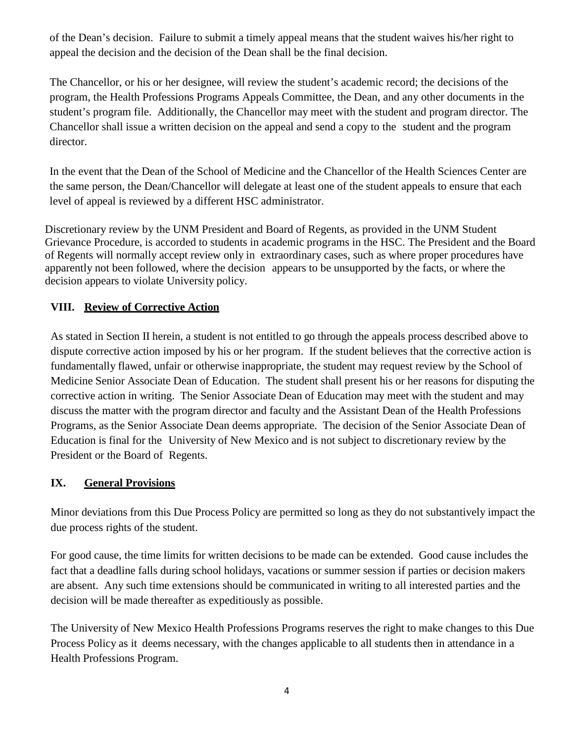of the Dean's decision. Failure to submit a timely appeal means that the student waives his/her right to appeal the decision and the decision of the Dean shall be the final decision.

The Chancellor, or his or her designee, will review the student's academic record; the decisions of the program, the Health Professions Programs Appeals Committee, the Dean, and any other documents in the student's program file. Additionally, the Chancellor may meet with the student and program director. The Chancellor shall issue a written decision on the appeal and send a copy to the student and the program director.

In the event that the Dean of the School of Medicine and the Chancellor of the Health Sciences Center are the same person, the Dean/Chancellor will delegate at least one of the student appeals to ensure that each level of appeal is reviewed by a different HSC administrator.

Discretionary review by the UNM President and Board of Regents, as provided in the UNM Student Grievance Procedure, is accorded to students in academic programs in the HSC. The President and the Board of Regents will normally accept review only in extraordinary cases, such as where proper procedures have apparently not been followed, where the decision appears to be unsupported by the facts, or where the decision appears to violate University policy.

## VIII. Review of Corrective Action

As stated in Section II herein, a student is not entitled to go through the appeals process described above to dispute corrective action imposed by his or her program. If the student believes that the corrective action is fundamentally flawed, unfair or otherwise inappropriate, the student may request review by the School of Medicine Senior Associate Dean of Education. The student shall present his or her reasons for disputing the corrective action in writing. The Senior Associate Dean of Education may meet with the student and may discuss the matter with the program director and faculty and the Assistant Dean of the Health Professions Programs, as the Senior Associate Dean deems appropriate. The decision of the Senior Associate Dean of Education is final for the University of New Mexico and is not subject to discretionary review by the President or the Board of Regents.

## IX. General Provisions

Minor deviations from this Due Process Policy are permitted so long as they do not substantively impact the due process rights of the student.

For good cause, the time limits for written decisions to be made can be extended. Good cause includes the fact that a deadline falls during school holidays, vacations or summer session if parties or decision makers are absent. Any such time extensions should be communicated in writing to all interested parties and the decision will be made thereafter as expeditiously as possible.

The University of New Mexico Health Professions Programs reserves the right to make changes to this Due Process Policy as it deems necessary, with the changes applicable to all students then in attendance in a Health Professions Program.